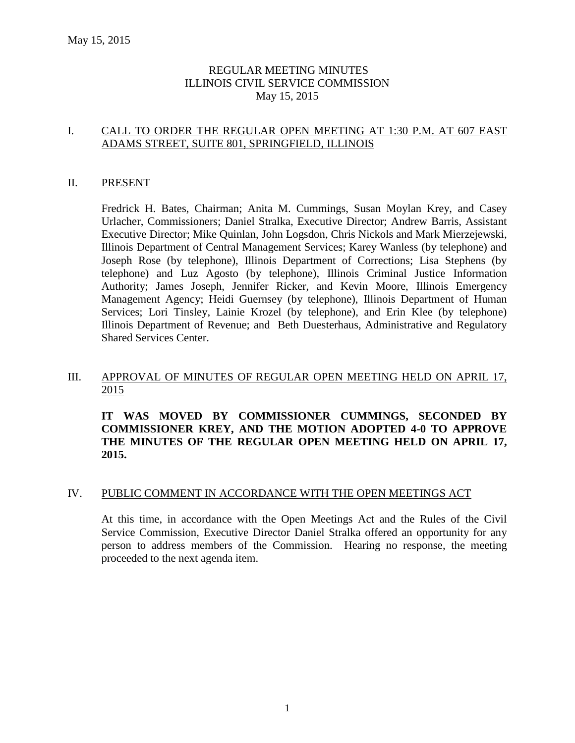# REGULAR MEETING MINUTES
# ILLINOIS CIVIL SERVICE COMMISSION
# May 15, 2015

## I. CALL TO ORDER THE REGULAR OPEN MEETING AT 1:30 P.M. AT 607 EAST ADAMS STREET, SUITE 801, SPRINGFIELD, ILLINOIS

## II. PRESENT

Fredrick H. Bates, Chairman; Anita M. Cummings, Susan Moylan Krey, and Casey Urlacher, Commissioners; Daniel Stralka, Executive Director; Andrew Barris, Assistant Executive Director; Mike Quinlan, John Logsdon, Chris Nickols and Mark Mierzejewski, Illinois Department of Central Management Services; Karey Wanless (by telephone) and Joseph Rose (by telephone), Illinois Department of Corrections; Lisa Stephens (by telephone) and Luz Agosto (by telephone), Illinois Criminal Justice Information Authority; James Joseph, Jennifer Ricker, and Kevin Moore, Illinois Emergency Management Agency; Heidi Guernsey (by telephone), Illinois Department of Human Services; Lori Tinsley, Lainie Krozel (by telephone), and Erin Klee (by telephone) Illinois Department of Revenue; and Beth Duesterhaus, Administrative and Regulatory Shared Services Center.

## III. APPROVAL OF MINUTES OF REGULAR OPEN MEETING HELD ON APRIL 17, 2015

**IT WAS MOVED BY COMMISSIONER CUMMINGS, SECONDED BY COMMISSIONER KREY, AND THE MOTION ADOPTED 4-0 TO APPROVE THE MINUTES OF THE REGULAR OPEN MEETING HELD ON APRIL 17, 2015.**

## IV. PUBLIC COMMENT IN ACCORDANCE WITH THE OPEN MEETINGS ACT

At this time, in accordance with the Open Meetings Act and the Rules of the Civil Service Commission, Executive Director Daniel Stralka offered an opportunity for any person to address members of the Commission. Hearing no response, the meeting proceeded to the next agenda item.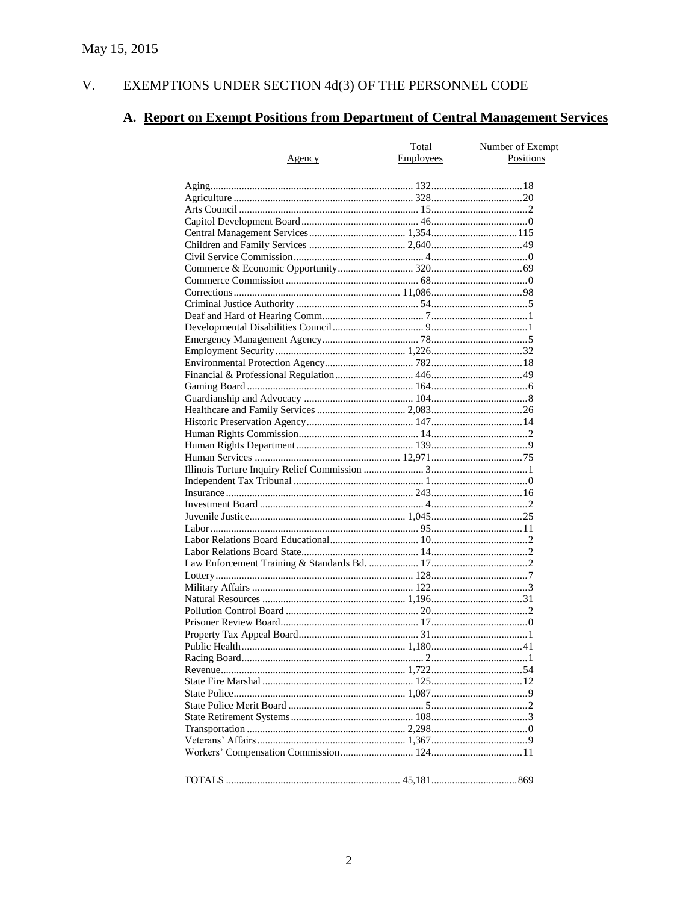May 15, 2015

## V. EXEMPTIONS UNDER SECTION 4d(3) OF THE PERSONNEL CODE

### A. Report on Exempt Positions from Department of Central Management Services

| Agency | Total Employees | Number of Exempt Positions |
|---|---|---|
| Aging | 132 | 18 |
| Agriculture | 328 | 20 |
| Arts Council | 15 | 2 |
| Capitol Development Board | 46 | 0 |
| Central Management Services | 1,354 | 115 |
| Children and Family Services | 2,640 | 49 |
| Civil Service Commission | 4 | 0 |
| Commerce & Economic Opportunity | 320 | 69 |
| Commerce Commission | 68 | 0 |
| Corrections | 11,086 | 98 |
| Criminal Justice Authority | 54 | 5 |
| Deaf and Hard of Hearing Comm. | 7 | 1 |
| Developmental Disabilities Council | 9 | 1 |
| Emergency Management Agency | 78 | 5 |
| Employment Security | 1,226 | 32 |
| Environmental Protection Agency | 782 | 18 |
| Financial & Professional Regulation | 446 | 49 |
| Gaming Board | 164 | 6 |
| Guardianship and Advocacy | 104 | 8 |
| Healthcare and Family Services | 2,083 | 26 |
| Historic Preservation Agency | 147 | 14 |
| Human Rights Commission | 14 | 2 |
| Human Rights Department | 139 | 9 |
| Human Services | 12,971 | 75 |
| Illinois Torture Inquiry Relief Commission | 3 | 1 |
| Independent Tax Tribunal | 1 | 0 |
| Insurance | 243 | 16 |
| Investment Board | 4 | 2 |
| Juvenile Justice | 1,045 | 25 |
| Labor | 95 | 11 |
| Labor Relations Board Educational | 10 | 2 |
| Labor Relations Board State | 14 | 2 |
| Law Enforcement Training & Standards Bd. | 17 | 2 |
| Lottery | 128 | 7 |
| Military Affairs | 122 | 3 |
| Natural Resources | 1,196 | 31 |
| Pollution Control Board | 20 | 2 |
| Prisoner Review Board | 17 | 0 |
| Property Tax Appeal Board | 31 | 1 |
| Public Health | 1,180 | 41 |
| Racing Board | 2 | 1 |
| Revenue | 1,722 | 54 |
| State Fire Marshal | 125 | 12 |
| State Police | 1,087 | 9 |
| State Police Merit Board | 5 | 2 |
| State Retirement Systems | 108 | 3 |
| Transportation | 2,298 | 0 |
| Veterans' Affairs | 1,367 | 9 |
| Workers' Compensation Commission | 124 | 11 |
| TOTALS | 45,181 | 869 |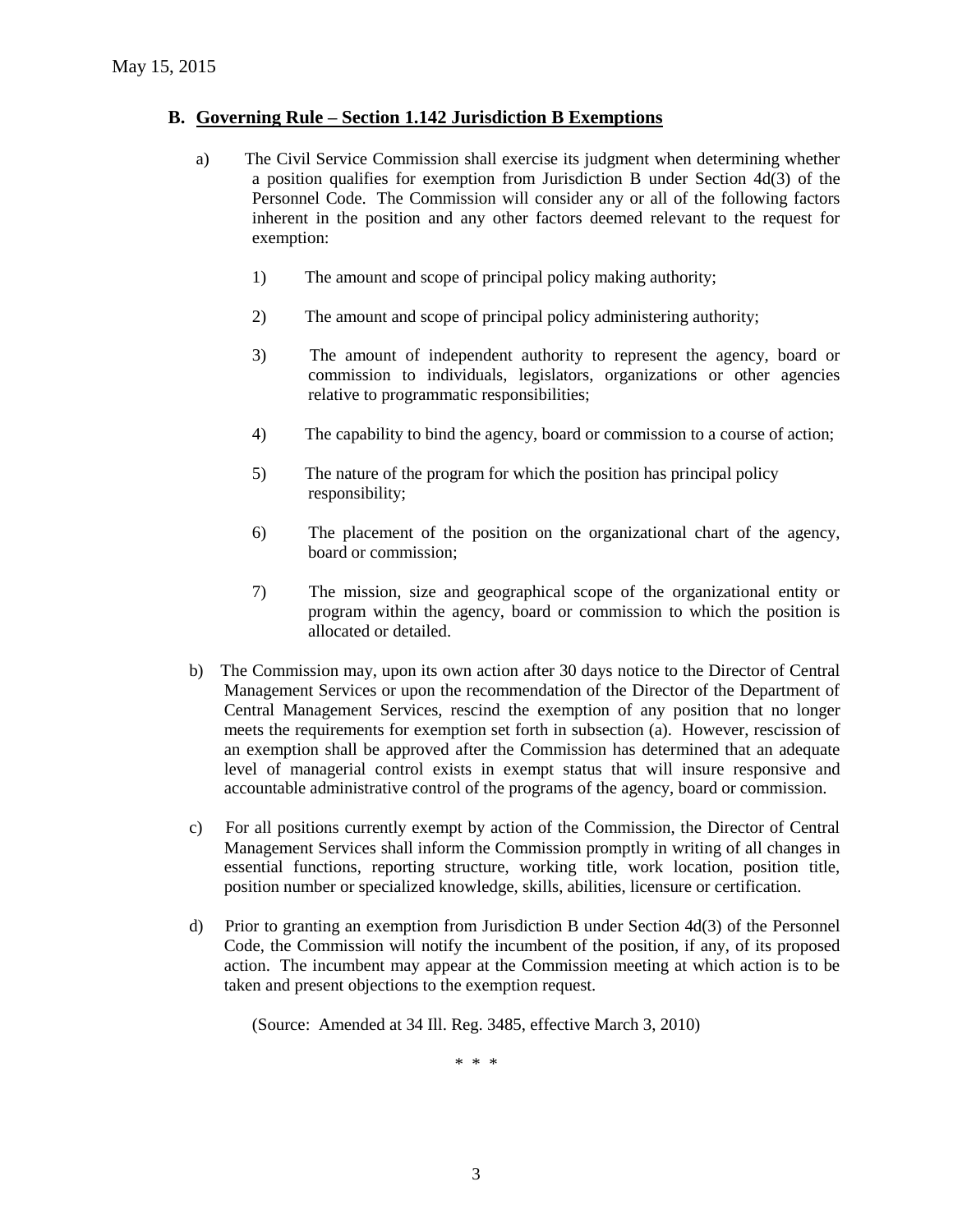## B. Governing Rule – Section 1.142 Jurisdiction B Exemptions

a) The Civil Service Commission shall exercise its judgment when determining whether a position qualifies for exemption from Jurisdiction B under Section 4d(3) of the Personnel Code. The Commission will consider any or all of the following factors inherent in the position and any other factors deemed relevant to the request for exemption:

1) The amount and scope of principal policy making authority;

2) The amount and scope of principal policy administering authority;

3) The amount of independent authority to represent the agency, board or commission to individuals, legislators, organizations or other agencies relative to programmatic responsibilities;

4) The capability to bind the agency, board or commission to a course of action;

5) The nature of the program for which the position has principal policy responsibility;

6) The placement of the position on the organizational chart of the agency, board or commission;

7) The mission, size and geographical scope of the organizational entity or program within the agency, board or commission to which the position is allocated or detailed.

b) The Commission may, upon its own action after 30 days notice to the Director of Central Management Services or upon the recommendation of the Director of the Department of Central Management Services, rescind the exemption of any position that no longer meets the requirements for exemption set forth in subsection (a). However, rescission of an exemption shall be approved after the Commission has determined that an adequate level of managerial control exists in exempt status that will insure responsive and accountable administrative control of the programs of the agency, board or commission.

c) For all positions currently exempt by action of the Commission, the Director of Central Management Services shall inform the Commission promptly in writing of all changes in essential functions, reporting structure, working title, work location, position title, position number or specialized knowledge, skills, abilities, licensure or certification.

d) Prior to granting an exemption from Jurisdiction B under Section 4d(3) of the Personnel Code, the Commission will notify the incumbent of the position, if any, of its proposed action. The incumbent may appear at the Commission meeting at which action is to be taken and present objections to the exemption request.

(Source: Amended at 34 Ill. Reg. 3485, effective March 3, 2010)

\* \* \*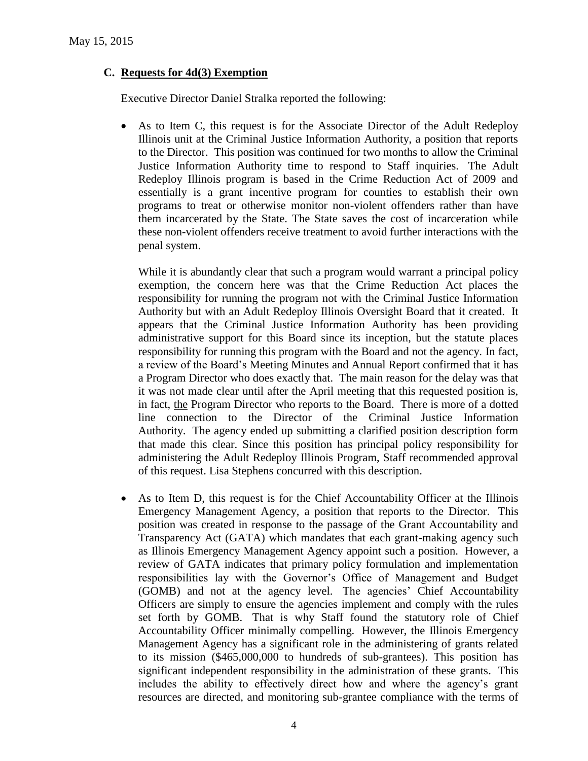## C. Requests for 4d(3) Exemption

Executive Director Daniel Stralka reported the following:

- As to Item C, this request is for the Associate Director of the Adult Redeploy Illinois unit at the Criminal Justice Information Authority, a position that reports to the Director. This position was continued for two months to allow the Criminal Justice Information Authority time to respond to Staff inquiries. The Adult Redeploy Illinois program is based in the Crime Reduction Act of 2009 and essentially is a grant incentive program for counties to establish their own programs to treat or otherwise monitor non-violent offenders rather than have them incarcerated by the State. The State saves the cost of incarceration while these non-violent offenders receive treatment to avoid further interactions with the penal system.

  While it is abundantly clear that such a program would warrant a principal policy exemption, the concern here was that the Crime Reduction Act places the responsibility for running the program not with the Criminal Justice Information Authority but with an Adult Redeploy Illinois Oversight Board that it created. It appears that the Criminal Justice Information Authority has been providing administrative support for this Board since its inception, but the statute places responsibility for running this program with the Board and not the agency. In fact, a review of the Board's Meeting Minutes and Annual Report confirmed that it has a Program Director who does exactly that. The main reason for the delay was that it was not made clear until after the April meeting that this requested position is, in fact, <u>the</u> Program Director who reports to the Board. There is more of a dotted line connection to the Director of the Criminal Justice Information Authority. The agency ended up submitting a clarified position description form that made this clear. Since this position has principal policy responsibility for administering the Adult Redeploy Illinois Program, Staff recommended approval of this request. Lisa Stephens concurred with this description.

- As to Item D, this request is for the Chief Accountability Officer at the Illinois Emergency Management Agency, a position that reports to the Director. This position was created in response to the passage of the Grant Accountability and Transparency Act (GATA) which mandates that each grant-making agency such as Illinois Emergency Management Agency appoint such a position. However, a review of GATA indicates that primary policy formulation and implementation responsibilities lay with the Governor's Office of Management and Budget (GOMB) and not at the agency level. The agencies' Chief Accountability Officers are simply to ensure the agencies implement and comply with the rules set forth by GOMB. That is why Staff found the statutory role of Chief Accountability Officer minimally compelling. However, the Illinois Emergency Management Agency has a significant role in the administering of grants related to its mission ($465,000,000 to hundreds of sub-grantees). This position has significant independent responsibility in the administration of these grants. This includes the ability to effectively direct how and where the agency's grant resources are directed, and monitoring sub-grantee compliance with the terms of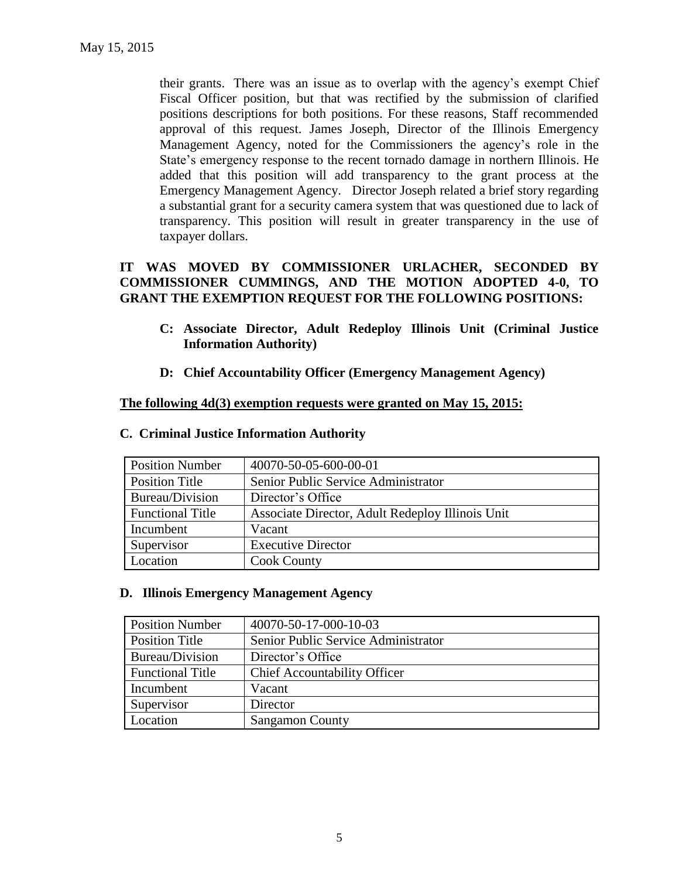their grants. There was an issue as to overlap with the agency's exempt Chief Fiscal Officer position, but that was rectified by the submission of clarified positions descriptions for both positions. For these reasons, Staff recommended approval of this request. James Joseph, Director of the Illinois Emergency Management Agency, noted for the Commissioners the agency's role in the State's emergency response to the recent tornado damage in northern Illinois. He added that this position will add transparency to the grant process at the Emergency Management Agency. Director Joseph related a brief story regarding a substantial grant for a security camera system that was questioned due to lack of transparency. This position will result in greater transparency in the use of taxpayer dollars.

**IT WAS MOVED BY COMMISSIONER URLACHER, SECONDED BY COMMISSIONER CUMMINGS, AND THE MOTION ADOPTED 4-0, TO GRANT THE EXEMPTION REQUEST FOR THE FOLLOWING POSITIONS:**

- **C: Associate Director, Adult Redeploy Illinois Unit (Criminal Justice Information Authority)**
- **D: Chief Accountability Officer (Emergency Management Agency)**

**The following 4d(3) exemption requests were granted on May 15, 2015:**

**C. Criminal Justice Information Authority**

| Position Number | 40070-50-05-600-00-01 |
|---|---|
| Position Title | Senior Public Service Administrator |
| Bureau/Division | Director's Office |
| Functional Title | Associate Director, Adult Redeploy Illinois Unit |
| Incumbent | Vacant |
| Supervisor | Executive Director |
| Location | Cook County |

**D. Illinois Emergency Management Agency**

| Position Number | 40070-50-17-000-10-03 |
|---|---|
| Position Title | Senior Public Service Administrator |
| Bureau/Division | Director's Office |
| Functional Title | Chief Accountability Officer |
| Incumbent | Vacant |
| Supervisor | Director |
| Location | Sangamon County |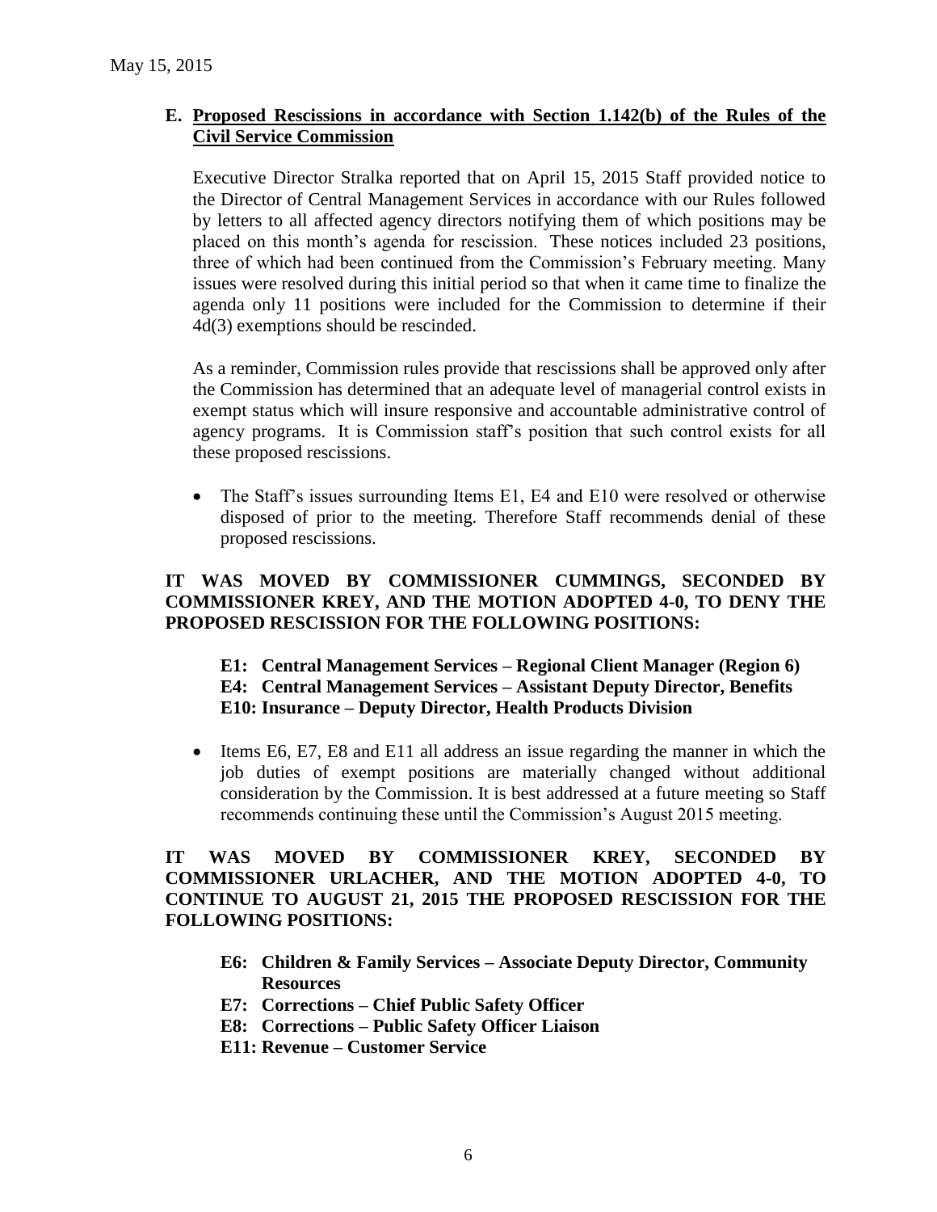May 15, 2015

## E. Proposed Rescissions in accordance with Section 1.142(b) of the Rules of the Civil Service Commission

Executive Director Stralka reported that on April 15, 2015 Staff provided notice to the Director of Central Management Services in accordance with our Rules followed by letters to all affected agency directors notifying them of which positions may be placed on this month's agenda for rescission. These notices included 23 positions, three of which had been continued from the Commission's February meeting. Many issues were resolved during this initial period so that when it came time to finalize the agenda only 11 positions were included for the Commission to determine if their 4d(3) exemptions should be rescinded.

As a reminder, Commission rules provide that rescissions shall be approved only after the Commission has determined that an adequate level of managerial control exists in exempt status which will insure responsive and accountable administrative control of agency programs. It is Commission staff's position that such control exists for all these proposed rescissions.

- The Staff's issues surrounding Items E1, E4 and E10 were resolved or otherwise disposed of prior to the meeting. Therefore Staff recommends denial of these proposed rescissions.

**IT WAS MOVED BY COMMISSIONER CUMMINGS, SECONDED BY COMMISSIONER KREY, AND THE MOTION ADOPTED 4-0, TO DENY THE PROPOSED RESCISSION FOR THE FOLLOWING POSITIONS:**

**E1: Central Management Services – Regional Client Manager (Region 6)**
**E4: Central Management Services – Assistant Deputy Director, Benefits**
**E10: Insurance – Deputy Director, Health Products Division**

- Items E6, E7, E8 and E11 all address an issue regarding the manner in which the job duties of exempt positions are materially changed without additional consideration by the Commission. It is best addressed at a future meeting so Staff recommends continuing these until the Commission's August 2015 meeting.

**IT WAS MOVED BY COMMISSIONER KREY, SECONDED BY COMMISSIONER URLACHER, AND THE MOTION ADOPTED 4-0, TO CONTINUE TO AUGUST 21, 2015 THE PROPOSED RESCISSION FOR THE FOLLOWING POSITIONS:**

- **E6: Children & Family Services – Associate Deputy Director, Community Resources**
- **E7: Corrections – Chief Public Safety Officer**
- **E8: Corrections – Public Safety Officer Liaison**
- **E11: Revenue – Customer Service**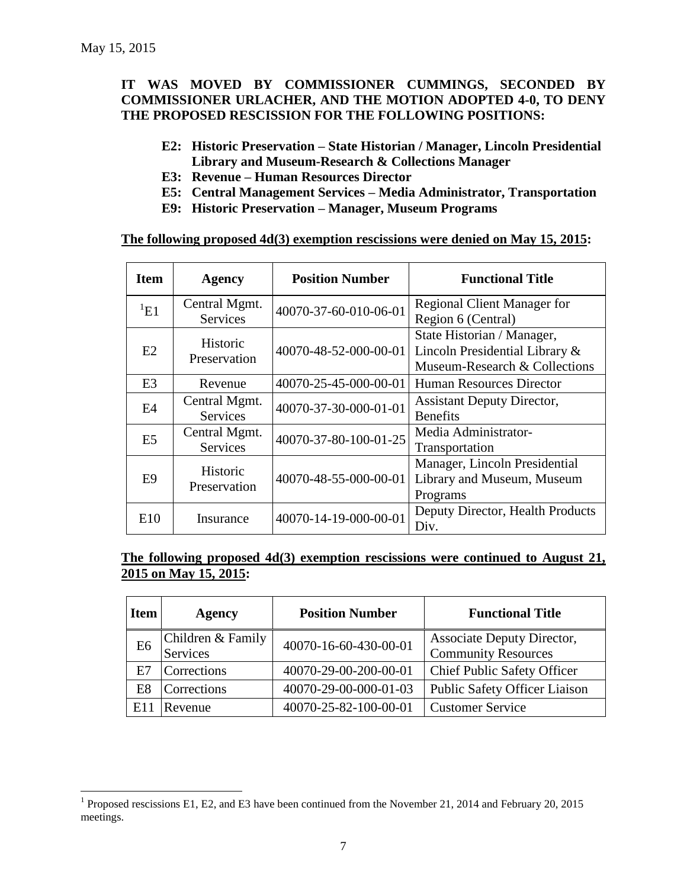May 15, 2015

**IT WAS MOVED BY COMMISSIONER CUMMINGS, SECONDED BY COMMISSIONER URLACHER, AND THE MOTION ADOPTED 4-0, TO DENY THE PROPOSED RESCISSION FOR THE FOLLOWING POSITIONS:**

- **E2: Historic Preservation – State Historian / Manager, Lincoln Presidential Library and Museum-Research & Collections Manager**
- **E3: Revenue – Human Resources Director**
- **E5: Central Management Services – Media Administrator, Transportation**
- **E9: Historic Preservation – Manager, Museum Programs**

**The following proposed 4d(3) exemption rescissions were denied on May 15, 2015:**

| Item | Agency | Position Number | Functional Title |
|---|---|---|---|
| [1]E1 | Central Mgmt. Services | 40070-37-60-010-06-01 | Regional Client Manager for Region 6 (Central) |
| E2 | Historic Preservation | 40070-48-52-000-00-01 | State Historian / Manager, Lincoln Presidential Library & Museum-Research & Collections |
| E3 | Revenue | 40070-25-45-000-00-01 | Human Resources Director |
| E4 | Central Mgmt. Services | 40070-37-30-000-01-01 | Assistant Deputy Director, Benefits |
| E5 | Central Mgmt. Services | 40070-37-80-100-01-25 | Media Administrator-Transportation |
| E9 | Historic Preservation | 40070-48-55-000-00-01 | Manager, Lincoln Presidential Library and Museum, Museum Programs |
| E10 | Insurance | 40070-14-19-000-00-01 | Deputy Director, Health Products Div. |

**The following proposed 4d(3) exemption rescissions were continued to August 21, 2015 on May 15, 2015:**

| Item | Agency | Position Number | Functional Title |
|---|---|---|---|
| E6 | Children & Family Services | 40070-16-60-430-00-01 | Associate Deputy Director, Community Resources |
| E7 | Corrections | 40070-29-00-200-00-01 | Chief Public Safety Officer |
| E8 | Corrections | 40070-29-00-000-01-03 | Public Safety Officer Liaison |
| E11 | Revenue | 40070-25-82-100-00-01 | Customer Service |

[1] Proposed rescissions E1, E2, and E3 have been continued from the November 21, 2014 and February 20, 2015 meetings.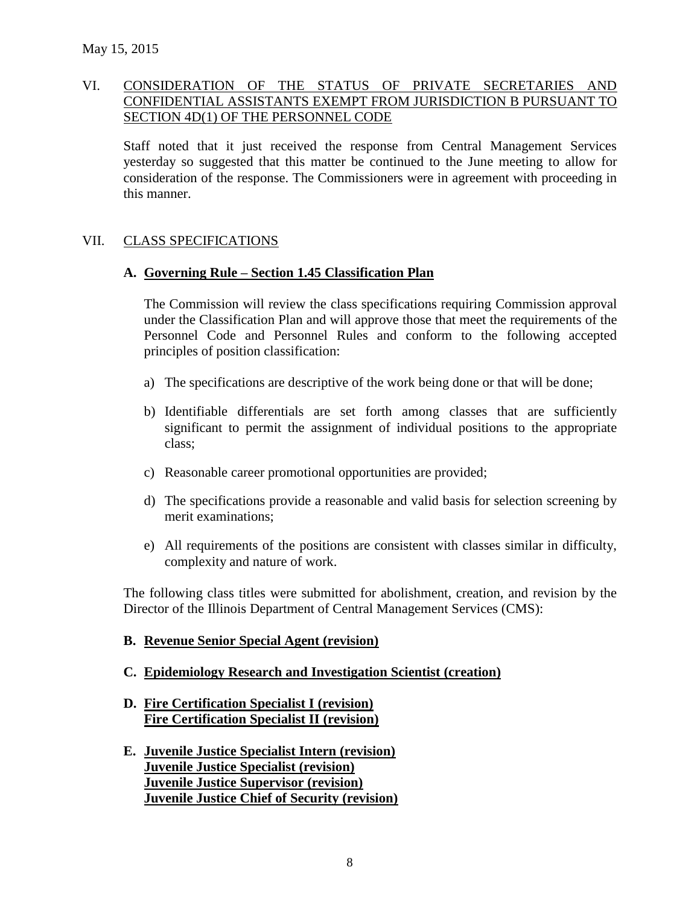## VI. CONSIDERATION OF THE STATUS OF PRIVATE SECRETARIES AND CONFIDENTIAL ASSISTANTS EXEMPT FROM JURISDICTION B PURSUANT TO SECTION 4D(1) OF THE PERSONNEL CODE

Staff noted that it just received the response from Central Management Services yesterday so suggested that this matter be continued to the June meeting to allow for consideration of the response. The Commissioners were in agreement with proceeding in this manner.

## VII. CLASS SPECIFICATIONS

### A. Governing Rule – Section 1.45 Classification Plan

The Commission will review the class specifications requiring Commission approval under the Classification Plan and will approve those that meet the requirements of the Personnel Code and Personnel Rules and conform to the following accepted principles of position classification:

a) The specifications are descriptive of the work being done or that will be done;

b) Identifiable differentials are set forth among classes that are sufficiently significant to permit the assignment of individual positions to the appropriate class;

c) Reasonable career promotional opportunities are provided;

d) The specifications provide a reasonable and valid basis for selection screening by merit examinations;

e) All requirements of the positions are consistent with classes similar in difficulty, complexity and nature of work.

The following class titles were submitted for abolishment, creation, and revision by the Director of the Illinois Department of Central Management Services (CMS):

### B. Revenue Senior Special Agent (revision)

### C. Epidemiology Research and Investigation Scientist (creation)

### D. Fire Certification Specialist I (revision)
**Fire Certification Specialist II (revision)**

### E. Juvenile Justice Specialist Intern (revision)
**Juvenile Justice Specialist (revision)**
**Juvenile Justice Supervisor (revision)**
**Juvenile Justice Chief of Security (revision)**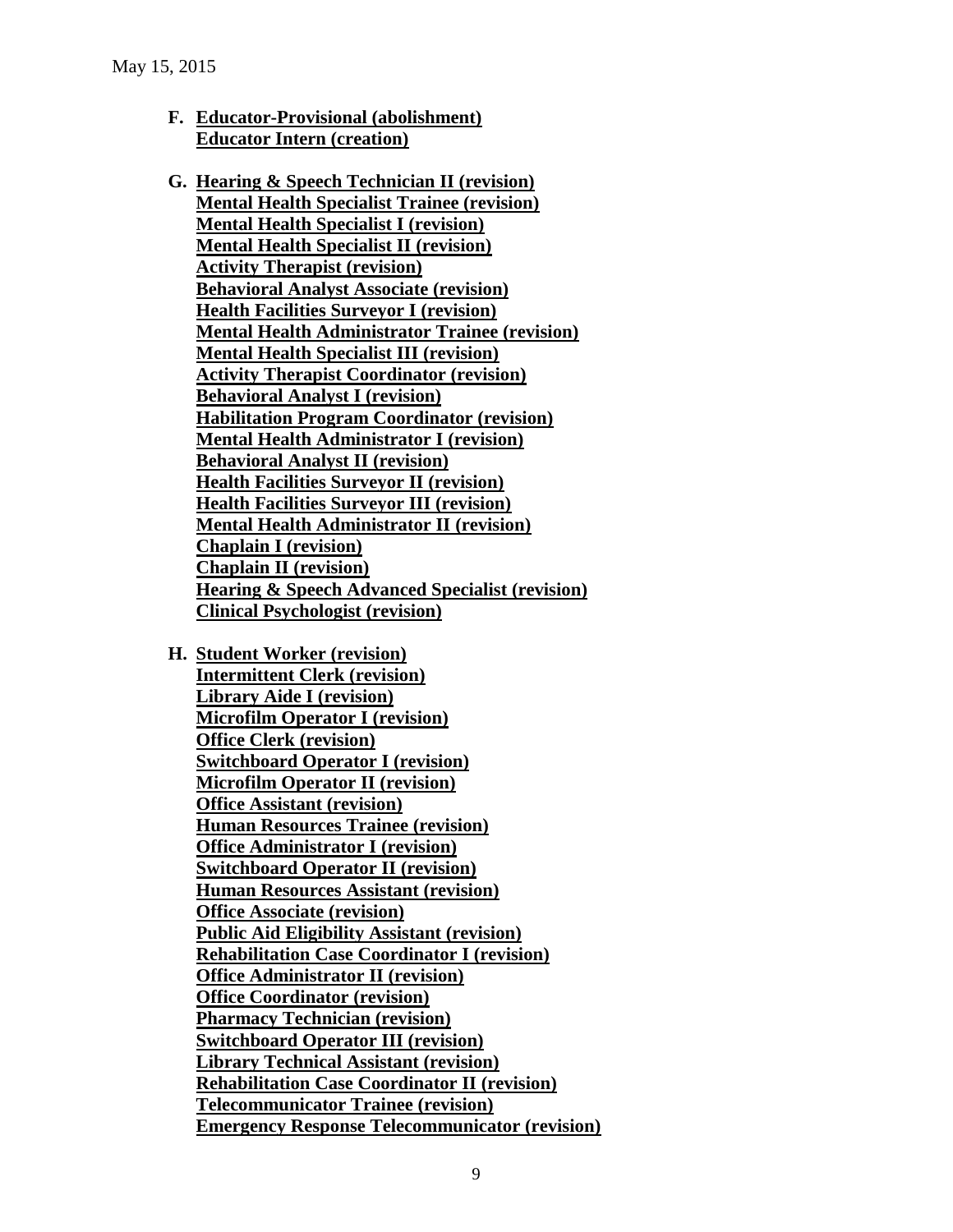F. **<u>Educator-Provisional (abolishment)</u>**
   **<u>Educator Intern (creation)</u>**

G. **<u>Hearing & Speech Technician II (revision)</u>**
   **<u>Mental Health Specialist Trainee (revision)</u>**
   **<u>Mental Health Specialist I (revision)</u>**
   **<u>Mental Health Specialist II (revision)</u>**
   **<u>Activity Therapist (revision)</u>**
   **<u>Behavioral Analyst Associate (revision)</u>**
   **<u>Health Facilities Surveyor I (revision)</u>**
   **<u>Mental Health Administrator Trainee (revision)</u>**
   **<u>Mental Health Specialist III (revision)</u>**
   **<u>Activity Therapist Coordinator (revision)</u>**
   **<u>Behavioral Analyst I (revision)</u>**
   **<u>Habilitation Program Coordinator (revision)</u>**
   **<u>Mental Health Administrator I (revision)</u>**
   **<u>Behavioral Analyst II (revision)</u>**
   **<u>Health Facilities Surveyor II (revision)</u>**
   **<u>Health Facilities Surveyor III (revision)</u>**
   **<u>Mental Health Administrator II (revision)</u>**
   **<u>Chaplain I (revision)</u>**
   **<u>Chaplain II (revision)</u>**
   **<u>Hearing & Speech Advanced Specialist (revision)</u>**
   **<u>Clinical Psychologist (revision)</u>**

H. **<u>Student Worker (revision)</u>**
   **<u>Intermittent Clerk (revision)</u>**
   **<u>Library Aide I (revision)</u>**
   **<u>Microfilm Operator I (revision)</u>**
   **<u>Office Clerk (revision)</u>**
   **<u>Switchboard Operator I (revision)</u>**
   **<u>Microfilm Operator II (revision)</u>**
   **<u>Office Assistant (revision)</u>**
   **<u>Human Resources Trainee (revision)</u>**
   **<u>Office Administrator I (revision)</u>**
   **<u>Switchboard Operator II (revision)</u>**
   **<u>Human Resources Assistant (revision)</u>**
   **<u>Office Associate (revision)</u>**
   **<u>Public Aid Eligibility Assistant (revision)</u>**
   **<u>Rehabilitation Case Coordinator I (revision)</u>**
   **<u>Office Administrator II (revision)</u>**
   **<u>Office Coordinator (revision)</u>**
   **<u>Pharmacy Technician (revision)</u>**
   **<u>Switchboard Operator III (revision)</u>**
   **<u>Library Technical Assistant (revision)</u>**
   **<u>Rehabilitation Case Coordinator II (revision)</u>**
   **<u>Telecommunicator Trainee (revision)</u>**
   **<u>Emergency Response Telecommunicator (revision)</u>**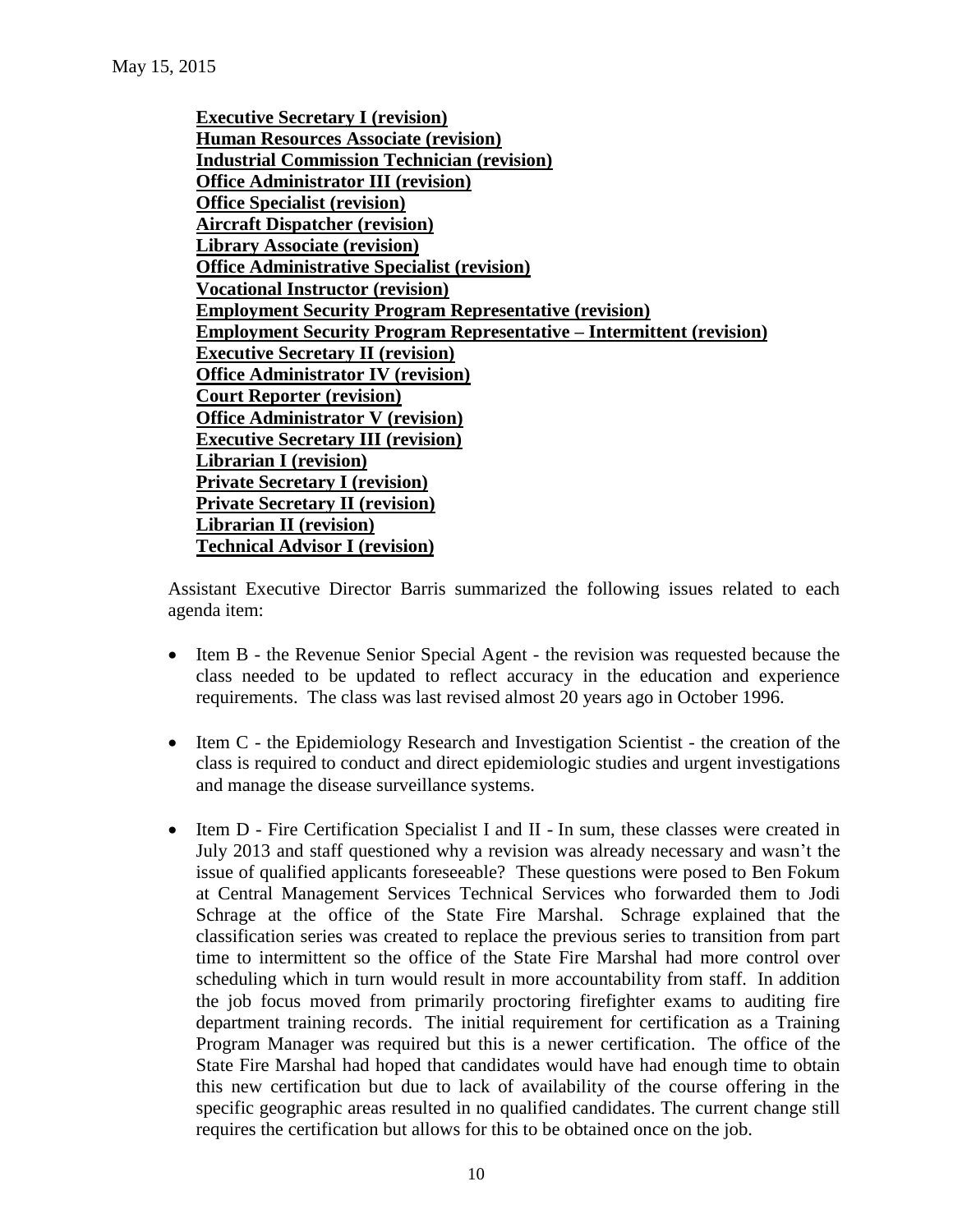**Executive Secretary I (revision)**
**Human Resources Associate (revision)**
**Industrial Commission Technician (revision)**
**Office Administrator III (revision)**
**Office Specialist (revision)**
**Aircraft Dispatcher (revision)**
**Library Associate (revision)**
**Office Administrative Specialist (revision)**
**Vocational Instructor (revision)**
**Employment Security Program Representative (revision)**
**Employment Security Program Representative – Intermittent (revision)**
**Executive Secretary II (revision)**
**Office Administrator IV (revision)**
**Court Reporter (revision)**
**Office Administrator V (revision)**
**Executive Secretary III (revision)**
**Librarian I (revision)**
**Private Secretary I (revision)**
**Private Secretary II (revision)**
**Librarian II (revision)**
**Technical Advisor I (revision)**

Assistant Executive Director Barris summarized the following issues related to each agenda item:

- Item B - the Revenue Senior Special Agent - the revision was requested because the class needed to be updated to reflect accuracy in the education and experience requirements. The class was last revised almost 20 years ago in October 1996.

- Item C - the Epidemiology Research and Investigation Scientist - the creation of the class is required to conduct and direct epidemiologic studies and urgent investigations and manage the disease surveillance systems.

- Item D - Fire Certification Specialist I and II - In sum, these classes were created in July 2013 and staff questioned why a revision was already necessary and wasn't the issue of qualified applicants foreseeable? These questions were posed to Ben Fokum at Central Management Services Technical Services who forwarded them to Jodi Schrage at the office of the State Fire Marshal. Schrage explained that the classification series was created to replace the previous series to transition from part time to intermittent so the office of the State Fire Marshal had more control over scheduling which in turn would result in more accountability from staff. In addition the job focus moved from primarily proctoring firefighter exams to auditing fire department training records. The initial requirement for certification as a Training Program Manager was required but this is a newer certification. The office of the State Fire Marshal had hoped that candidates would have had enough time to obtain this new certification but due to lack of availability of the course offering in the specific geographic areas resulted in no qualified candidates. The current change still requires the certification but allows for this to be obtained once on the job.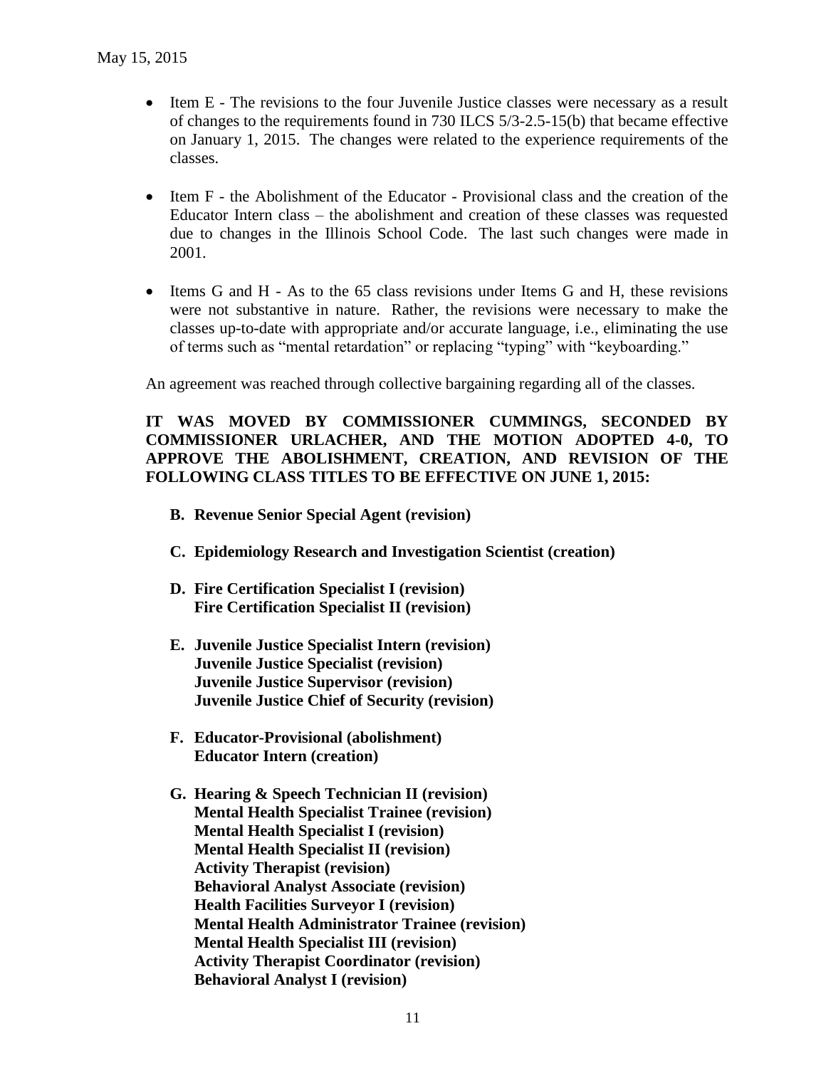May 15, 2015

- Item E - The revisions to the four Juvenile Justice classes were necessary as a result of changes to the requirements found in 730 ILCS 5/3-2.5-15(b) that became effective on January 1, 2015. The changes were related to the experience requirements of the classes.

- Item F - the Abolishment of the Educator - Provisional class and the creation of the Educator Intern class – the abolishment and creation of these classes was requested due to changes in the Illinois School Code. The last such changes were made in 2001.

- Items G and H - As to the 65 class revisions under Items G and H, these revisions were not substantive in nature. Rather, the revisions were necessary to make the classes up-to-date with appropriate and/or accurate language, i.e., eliminating the use of terms such as "mental retardation" or replacing "typing" with "keyboarding."

An agreement was reached through collective bargaining regarding all of the classes.

**IT WAS MOVED BY COMMISSIONER CUMMINGS, SECONDED BY COMMISSIONER URLACHER, AND THE MOTION ADOPTED 4-0, TO APPROVE THE ABOLISHMENT, CREATION, AND REVISION OF THE FOLLOWING CLASS TITLES TO BE EFFECTIVE ON JUNE 1, 2015:**

**B. Revenue Senior Special Agent (revision)**

**C. Epidemiology Research and Investigation Scientist (creation)**

**D. Fire Certification Specialist I (revision)**
**Fire Certification Specialist II (revision)**

**E. Juvenile Justice Specialist Intern (revision)**
**Juvenile Justice Specialist (revision)**
**Juvenile Justice Supervisor (revision)**
**Juvenile Justice Chief of Security (revision)**

**F. Educator-Provisional (abolishment)**
**Educator Intern (creation)**

**G. Hearing & Speech Technician II (revision)**
**Mental Health Specialist Trainee (revision)**
**Mental Health Specialist I (revision)**
**Mental Health Specialist II (revision)**
**Activity Therapist (revision)**
**Behavioral Analyst Associate (revision)**
**Health Facilities Surveyor I (revision)**
**Mental Health Administrator Trainee (revision)**
**Mental Health Specialist III (revision)**
**Activity Therapist Coordinator (revision)**
**Behavioral Analyst I (revision)**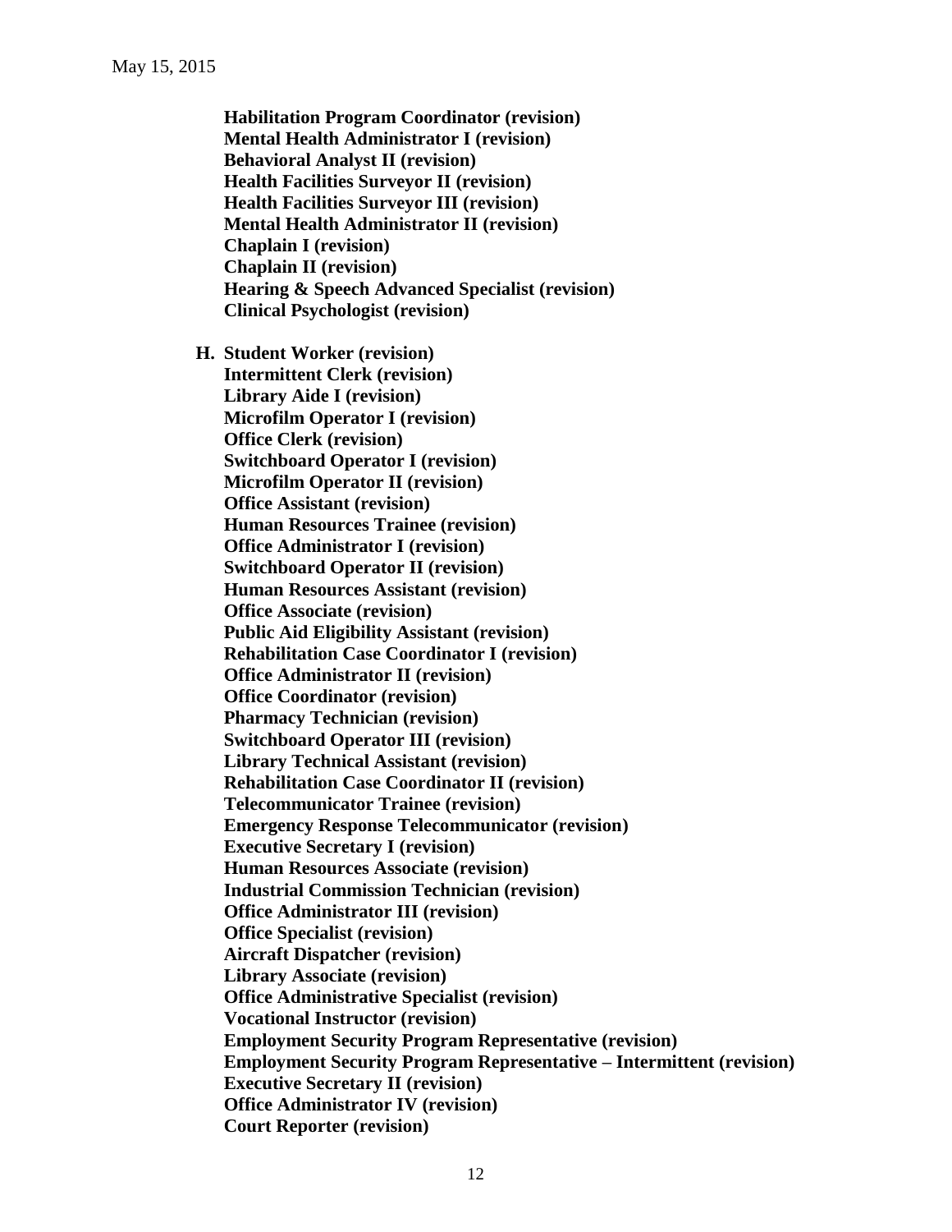**Habilitation Program Coordinator (revision)**
**Mental Health Administrator I (revision)**
**Behavioral Analyst II (revision)**
**Health Facilities Surveyor II (revision)**
**Health Facilities Surveyor III (revision)**
**Mental Health Administrator II (revision)**
**Chaplain I (revision)**
**Chaplain II (revision)**
**Hearing & Speech Advanced Specialist (revision)**
**Clinical Psychologist (revision)**

**H. Student Worker (revision)**
**Intermittent Clerk (revision)**
**Library Aide I (revision)**
**Microfilm Operator I (revision)**
**Office Clerk (revision)**
**Switchboard Operator I (revision)**
**Microfilm Operator II (revision)**
**Office Assistant (revision)**
**Human Resources Trainee (revision)**
**Office Administrator I (revision)**
**Switchboard Operator II (revision)**
**Human Resources Assistant (revision)**
**Office Associate (revision)**
**Public Aid Eligibility Assistant (revision)**
**Rehabilitation Case Coordinator I (revision)**
**Office Administrator II (revision)**
**Office Coordinator (revision)**
**Pharmacy Technician (revision)**
**Switchboard Operator III (revision)**
**Library Technical Assistant (revision)**
**Rehabilitation Case Coordinator II (revision)**
**Telecommunicator Trainee (revision)**
**Emergency Response Telecommunicator (revision)**
**Executive Secretary I (revision)**
**Human Resources Associate (revision)**
**Industrial Commission Technician (revision)**
**Office Administrator III (revision)**
**Office Specialist (revision)**
**Aircraft Dispatcher (revision)**
**Library Associate (revision)**
**Office Administrative Specialist (revision)**
**Vocational Instructor (revision)**
**Employment Security Program Representative (revision)**
**Employment Security Program Representative – Intermittent (revision)**
**Executive Secretary II (revision)**
**Office Administrator IV (revision)**
**Court Reporter (revision)**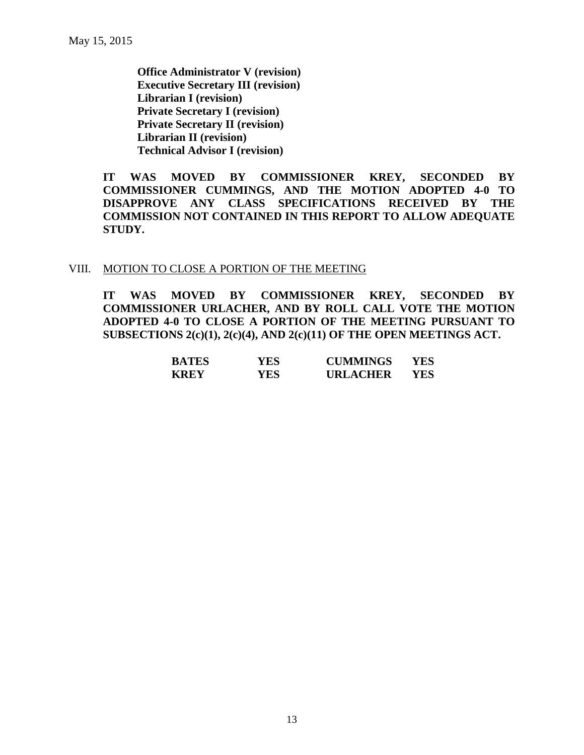**Office Administrator V (revision)**
**Executive Secretary III (revision)**
**Librarian I (revision)**
**Private Secretary I (revision)**
**Private Secretary II (revision)**
**Librarian II (revision)**
**Technical Advisor I (revision)**

**IT WAS MOVED BY COMMISSIONER KREY, SECONDED BY COMMISSIONER CUMMINGS, AND THE MOTION ADOPTED 4-0 TO DISAPPROVE ANY CLASS SPECIFICATIONS RECEIVED BY THE COMMISSION NOT CONTAINED IN THIS REPORT TO ALLOW ADEQUATE STUDY.**

VIII. MOTION TO CLOSE A PORTION OF THE MEETING

**IT WAS MOVED BY COMMISSIONER KREY, SECONDED BY COMMISSIONER URLACHER, AND BY ROLL CALL VOTE THE MOTION ADOPTED 4-0 TO CLOSE A PORTION OF THE MEETING PURSUANT TO SUBSECTIONS 2(c)(1), 2(c)(4), AND 2(c)(11) OF THE OPEN MEETINGS ACT.**

| | | | |
|---|---|---|---|
| **BATES** | **YES** | **CUMMINGS** | **YES** |
| **KREY** | **YES** | **URLACHER** | **YES** |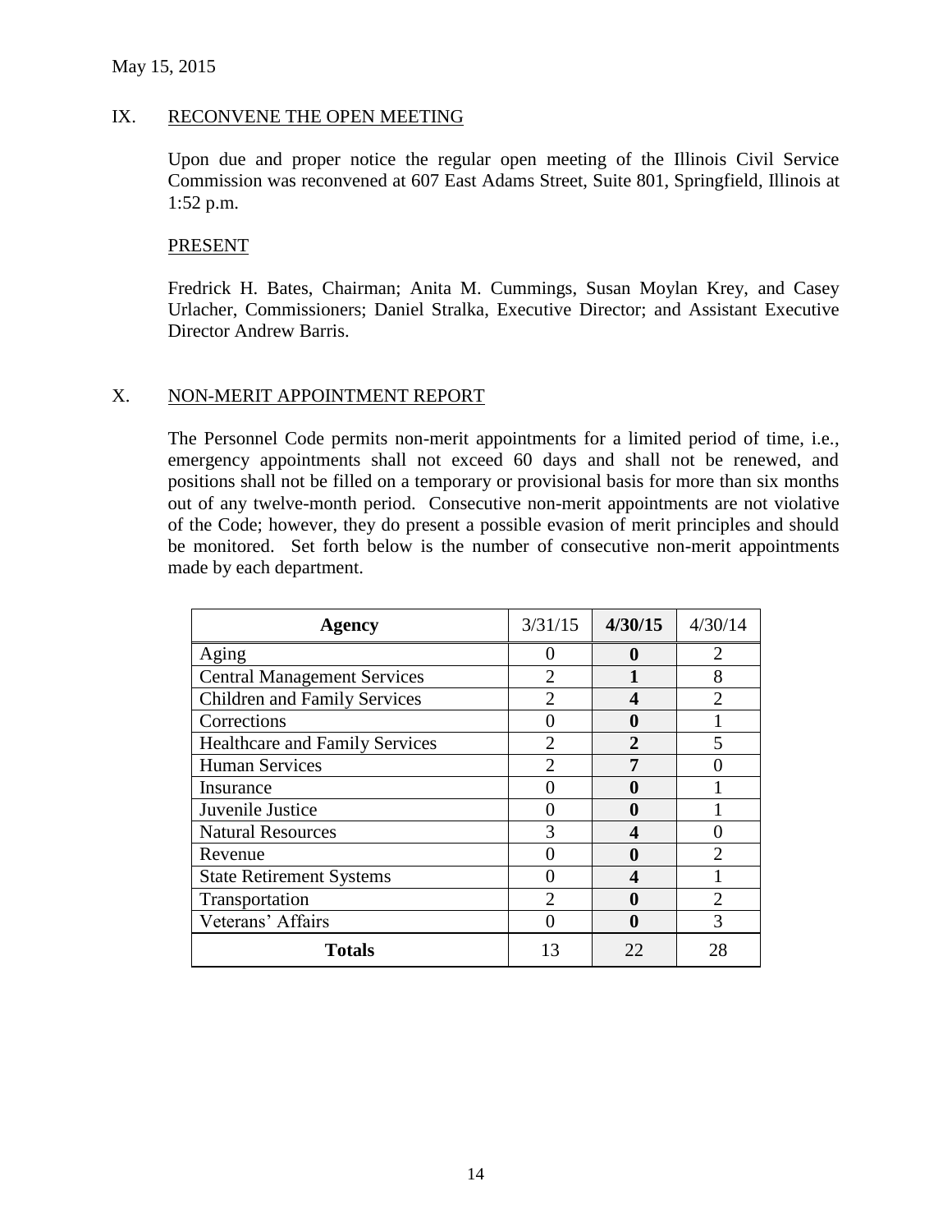May 15, 2015

## IX. RECONVENE THE OPEN MEETING

Upon due and proper notice the regular open meeting of the Illinois Civil Service Commission was reconvened at 607 East Adams Street, Suite 801, Springfield, Illinois at 1:52 p.m.

### PRESENT

Fredrick H. Bates, Chairman; Anita M. Cummings, Susan Moylan Krey, and Casey Urlacher, Commissioners; Daniel Stralka, Executive Director; and Assistant Executive Director Andrew Barris.

## X. NON-MERIT APPOINTMENT REPORT

The Personnel Code permits non-merit appointments for a limited period of time, i.e., emergency appointments shall not exceed 60 days and shall not be renewed, and positions shall not be filled on a temporary or provisional basis for more than six months out of any twelve-month period. Consecutive non-merit appointments are not violative of the Code; however, they do present a possible evasion of merit principles and should be monitored. Set forth below is the number of consecutive non-merit appointments made by each department.

| **Agency** | 3/31/15 | **4/30/15** | 4/30/14 |
|---|---|---|---|
| Aging | 0 | **0** | 2 |
| Central Management Services | 2 | **1** | 8 |
| Children and Family Services | 2 | **4** | 2 |
| Corrections | 0 | **0** | 1 |
| Healthcare and Family Services | 2 | **2** | 5 |
| Human Services | 2 | **7** | 0 |
| Insurance | 0 | **0** | 1 |
| Juvenile Justice | 0 | **0** | 1 |
| Natural Resources | 3 | **4** | 0 |
| Revenue | 0 | **0** | 2 |
| State Retirement Systems | 0 | **4** | 1 |
| Transportation | 2 | **0** | 2 |
| Veterans' Affairs | 0 | **0** | 3 |
| **Totals** | 13 | 22 | 28 |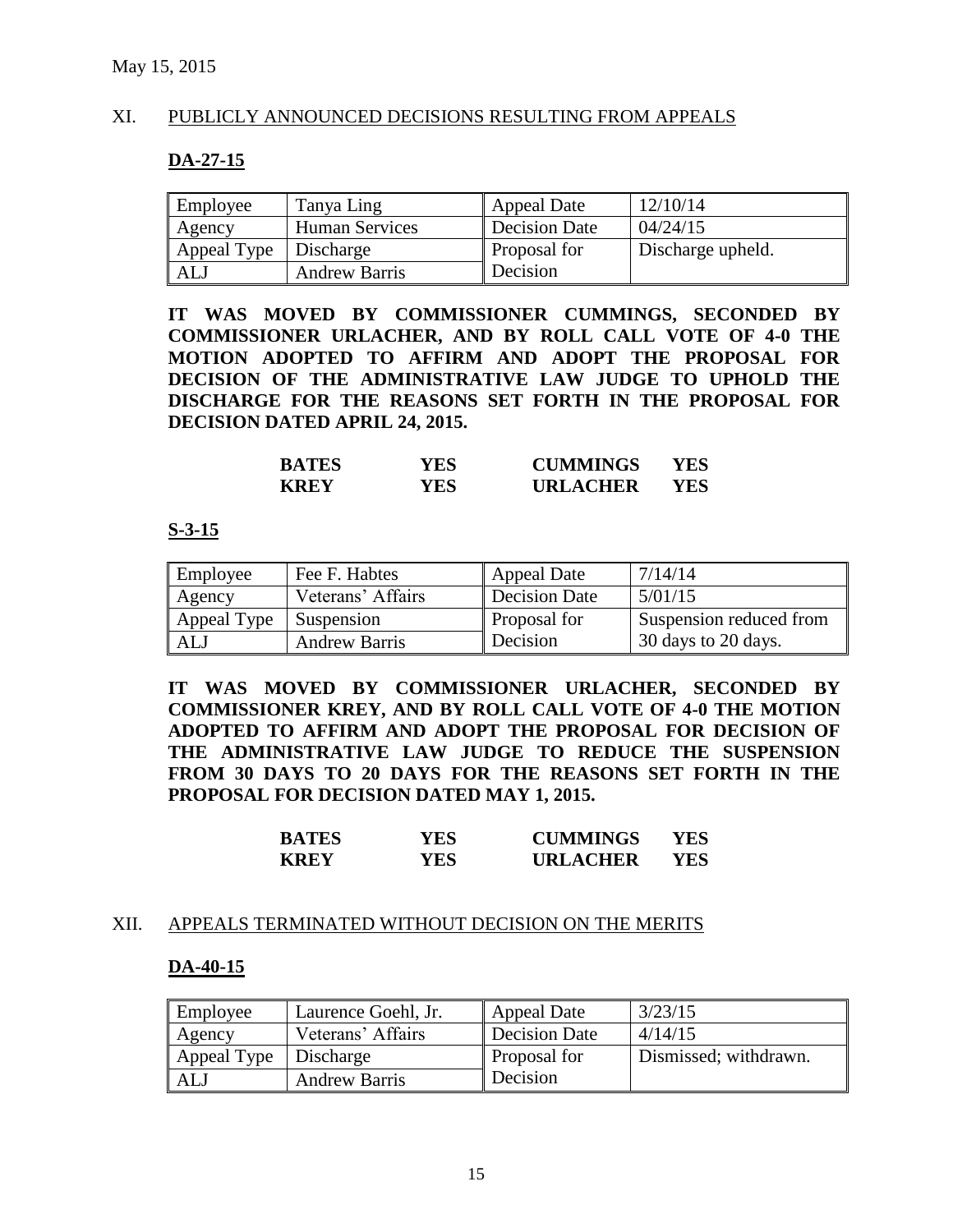## XI. PUBLICLY ANNOUNCED DECISIONS RESULTING FROM APPEALS

### DA-27-15

| Employee | Tanya Ling | Appeal Date | 12/10/14 |
|---|---|---|---|
| Agency | Human Services | Decision Date | 04/24/15 |
| Appeal Type | Discharge | Proposal for Decision | Discharge upheld. |
| ALJ | Andrew Barris | | |

**IT WAS MOVED BY COMMISSIONER CUMMINGS, SECONDED BY COMMISSIONER URLACHER, AND BY ROLL CALL VOTE OF 4-0 THE MOTION ADOPTED TO AFFIRM AND ADOPT THE PROPOSAL FOR DECISION OF THE ADMINISTRATIVE LAW JUDGE TO UPHOLD THE DISCHARGE FOR THE REASONS SET FORTH IN THE PROPOSAL FOR DECISION DATED APRIL 24, 2015.**

| | | | |
|---|---|---|---|
| **BATES** | **YES** | **CUMMINGS** | **YES** |
| **KREY** | **YES** | **URLACHER** | **YES** |

### S-3-15

| Employee | Fee F. Habtes | Appeal Date | 7/14/14 |
|---|---|---|---|
| Agency | Veterans' Affairs | Decision Date | 5/01/15 |
| Appeal Type | Suspension | Proposal for Decision | Suspension reduced from 30 days to 20 days. |
| ALJ | Andrew Barris | | |

**IT WAS MOVED BY COMMISSIONER URLACHER, SECONDED BY COMMISSIONER KREY, AND BY ROLL CALL VOTE OF 4-0 THE MOTION ADOPTED TO AFFIRM AND ADOPT THE PROPOSAL FOR DECISION OF THE ADMINISTRATIVE LAW JUDGE TO REDUCE THE SUSPENSION FROM 30 DAYS TO 20 DAYS FOR THE REASONS SET FORTH IN THE PROPOSAL FOR DECISION DATED MAY 1, 2015.**

| | | | |
|---|---|---|---|
| **BATES** | **YES** | **CUMMINGS** | **YES** |
| **KREY** | **YES** | **URLACHER** | **YES** |

## XII. APPEALS TERMINATED WITHOUT DECISION ON THE MERITS

### DA-40-15

| Employee | Laurence Goehl, Jr. | Appeal Date | 3/23/15 |
|---|---|---|---|
| Agency | Veterans' Affairs | Decision Date | 4/14/15 |
| Appeal Type | Discharge | Proposal for Decision | Dismissed; withdrawn. |
| ALJ | Andrew Barris | | |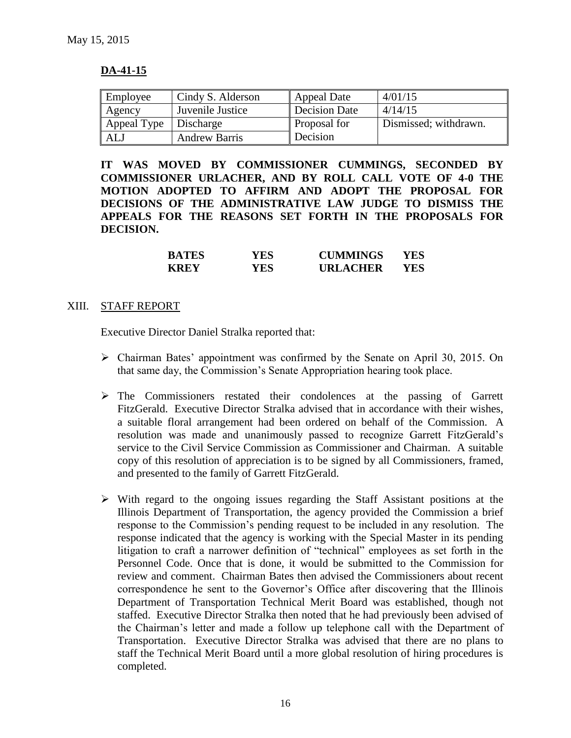May 15, 2015

**DA-41-15**

| Employee | Cindy S. Alderson | Appeal Date | 4/01/15 |
|---|---|---|---|
| Agency | Juvenile Justice | Decision Date | 4/14/15 |
| Appeal Type | Discharge | Proposal for Decision | Dismissed; withdrawn. |
| ALJ | Andrew Barris | | |

**IT WAS MOVED BY COMMISSIONER CUMMINGS, SECONDED BY COMMISSIONER URLACHER, AND BY ROLL CALL VOTE OF 4-0 THE MOTION ADOPTED TO AFFIRM AND ADOPT THE PROPOSAL FOR DECISIONS OF THE ADMINISTRATIVE LAW JUDGE TO DISMISS THE APPEALS FOR THE REASONS SET FORTH IN THE PROPOSALS FOR DECISION.**

| | | | |
|---|---|---|---|
| **BATES** | **YES** | **CUMMINGS** | **YES** |
| **KREY** | **YES** | **URLACHER** | **YES** |

XIII. STAFF REPORT

Executive Director Daniel Stralka reported that:

- Chairman Bates' appointment was confirmed by the Senate on April 30, 2015. On that same day, the Commission's Senate Appropriation hearing took place.
- The Commissioners restated their condolences at the passing of Garrett FitzGerald. Executive Director Stralka advised that in accordance with their wishes, a suitable floral arrangement had been ordered on behalf of the Commission. A resolution was made and unanimously passed to recognize Garrett FitzGerald's service to the Civil Service Commission as Commissioner and Chairman. A suitable copy of this resolution of appreciation is to be signed by all Commissioners, framed, and presented to the family of Garrett FitzGerald.
- With regard to the ongoing issues regarding the Staff Assistant positions at the Illinois Department of Transportation, the agency provided the Commission a brief response to the Commission's pending request to be included in any resolution. The response indicated that the agency is working with the Special Master in its pending litigation to craft a narrower definition of "technical" employees as set forth in the Personnel Code. Once that is done, it would be submitted to the Commission for review and comment. Chairman Bates then advised the Commissioners about recent correspondence he sent to the Governor's Office after discovering that the Illinois Department of Transportation Technical Merit Board was established, though not staffed. Executive Director Stralka then noted that he had previously been advised of the Chairman's letter and made a follow up telephone call with the Department of Transportation. Executive Director Stralka was advised that there are no plans to staff the Technical Merit Board until a more global resolution of hiring procedures is completed.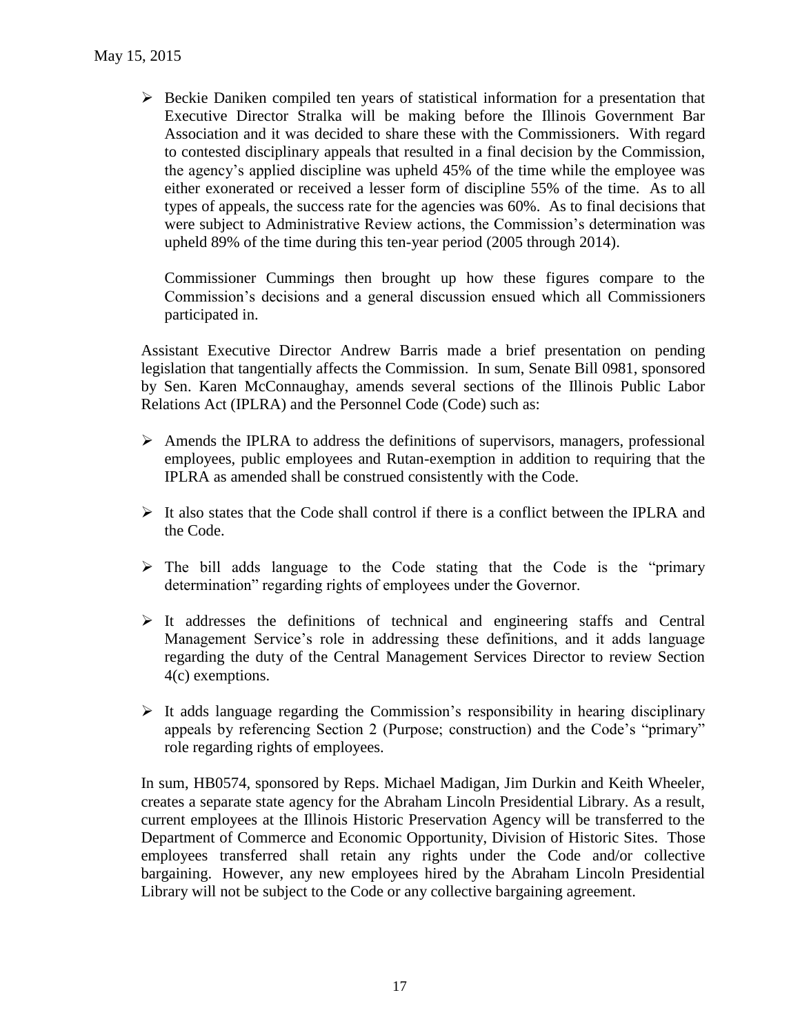- Beckie Daniken compiled ten years of statistical information for a presentation that Executive Director Stralka will be making before the Illinois Government Bar Association and it was decided to share these with the Commissioners. With regard to contested disciplinary appeals that resulted in a final decision by the Commission, the agency's applied discipline was upheld 45% of the time while the employee was either exonerated or received a lesser form of discipline 55% of the time. As to all types of appeals, the success rate for the agencies was 60%. As to final decisions that were subject to Administrative Review actions, the Commission's determination was upheld 89% of the time during this ten-year period (2005 through 2014).

  Commissioner Cummings then brought up how these figures compare to the Commission's decisions and a general discussion ensued which all Commissioners participated in.

Assistant Executive Director Andrew Barris made a brief presentation on pending legislation that tangentially affects the Commission. In sum, Senate Bill 0981, sponsored by Sen. Karen McConnaughay, amends several sections of the Illinois Public Labor Relations Act (IPLRA) and the Personnel Code (Code) such as:

- Amends the IPLRA to address the definitions of supervisors, managers, professional employees, public employees and Rutan-exemption in addition to requiring that the IPLRA as amended shall be construed consistently with the Code.
- It also states that the Code shall control if there is a conflict between the IPLRA and the Code.
- The bill adds language to the Code stating that the Code is the "primary determination" regarding rights of employees under the Governor.
- It addresses the definitions of technical and engineering staffs and Central Management Service's role in addressing these definitions, and it adds language regarding the duty of the Central Management Services Director to review Section 4(c) exemptions.
- It adds language regarding the Commission's responsibility in hearing disciplinary appeals by referencing Section 2 (Purpose; construction) and the Code's "primary" role regarding rights of employees.

In sum, HB0574, sponsored by Reps. Michael Madigan, Jim Durkin and Keith Wheeler, creates a separate state agency for the Abraham Lincoln Presidential Library. As a result, current employees at the Illinois Historic Preservation Agency will be transferred to the Department of Commerce and Economic Opportunity, Division of Historic Sites. Those employees transferred shall retain any rights under the Code and/or collective bargaining. However, any new employees hired by the Abraham Lincoln Presidential Library will not be subject to the Code or any collective bargaining agreement.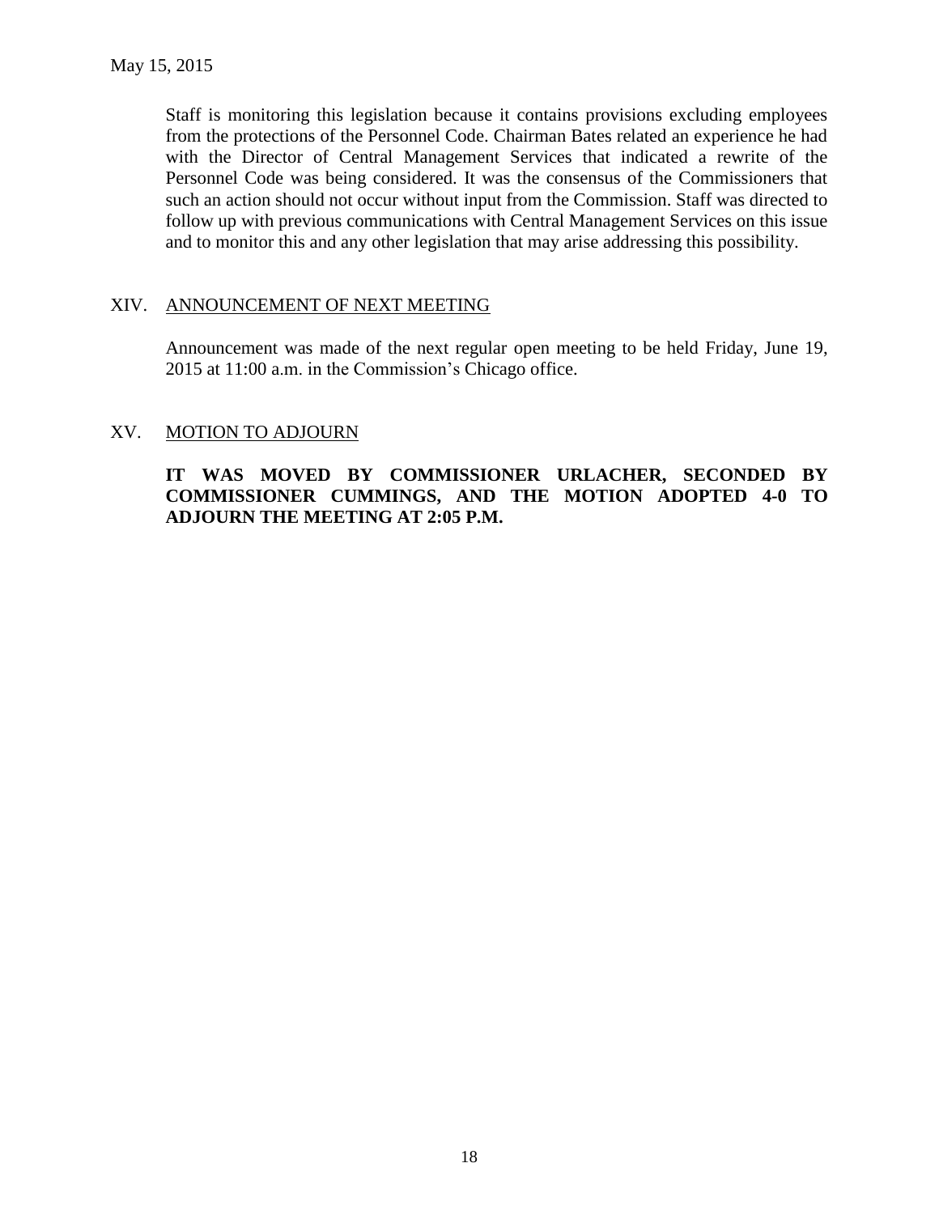Staff is monitoring this legislation because it contains provisions excluding employees from the protections of the Personnel Code. Chairman Bates related an experience he had with the Director of Central Management Services that indicated a rewrite of the Personnel Code was being considered. It was the consensus of the Commissioners that such an action should not occur without input from the Commission. Staff was directed to follow up with previous communications with Central Management Services on this issue and to monitor this and any other legislation that may arise addressing this possibility.

## XIV. ANNOUNCEMENT OF NEXT MEETING

Announcement was made of the next regular open meeting to be held Friday, June 19, 2015 at 11:00 a.m. in the Commission's Chicago office.

## XV. MOTION TO ADJOURN

**IT WAS MOVED BY COMMISSIONER URLACHER, SECONDED BY COMMISSIONER CUMMINGS, AND THE MOTION ADOPTED 4-0 TO ADJOURN THE MEETING AT 2:05 P.M.**